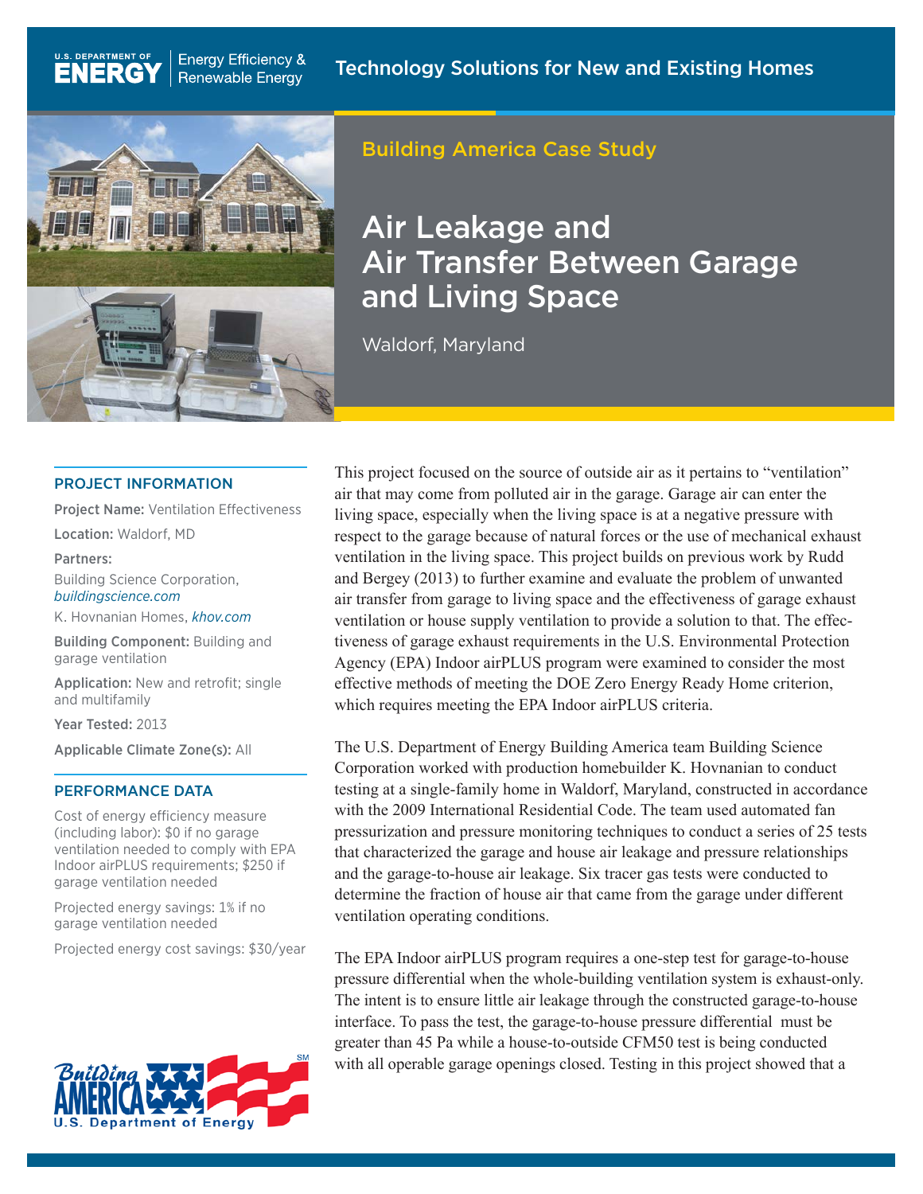U.S. DEPARTMENT OF ENERGY | Energy Efficiency & Renewable Energy

Technology Solutions for New and Existing Homes

Building America Case Study

# Air Leakage and Air Transfer Between Garage and Living Space

Waldorf, Maryland

## PROJECT INFORMATION

**Project Name:** Ventilation Effectiveness

**Location:** Waldorf, MD

**Partners:**

Building Science Corporation, *buildingscience.com*

K. Hovnanian Homes, *khov.com*

**Building Component:** Building and garage ventilation

**Application:** New and retrofit; single and multifamily

**Year Tested:** 2013

**Applicable Climate Zone(s):** All

## PERFORMANCE DATA

Cost of energy efficiency measure (including labor): $0 if no garage ventilation needed to comply with EPA Indoor airPLUS requirements; $250 if garage ventilation needed

Projected energy savings: 1% if no garage ventilation needed

Projected energy cost savings: $30/year

This project focused on the source of outside air as it pertains to "ventilation" air that may come from polluted air in the garage. Garage air can enter the living space, especially when the living space is at a negative pressure with respect to the garage because of natural forces or the use of mechanical exhaust ventilation in the living space. This project builds on previous work by Rudd and Bergey (2013) to further examine and evaluate the problem of unwanted air transfer from garage to living space and the effectiveness of garage exhaust ventilation or house supply ventilation to provide a solution to that. The effectiveness of garage exhaust requirements in the U.S. Environmental Protection Agency (EPA) Indoor airPLUS program were examined to consider the most effective methods of meeting the DOE Zero Energy Ready Home criterion, which requires meeting the EPA Indoor airPLUS criteria.

The U.S. Department of Energy Building America team Building Science Corporation worked with production homebuilder K. Hovnanian to conduct testing at a single-family home in Waldorf, Maryland, constructed in accordance with the 2009 International Residential Code. The team used automated fan pressurization and pressure monitoring techniques to conduct a series of 25 tests that characterized the garage and house air leakage and pressure relationships and the garage-to-house air leakage. Six tracer gas tests were conducted to determine the fraction of house air that came from the garage under different ventilation operating conditions.

The EPA Indoor airPLUS program requires a one-step test for garage-to-house pressure differential when the whole-building ventilation system is exhaust-only. The intent is to ensure little air leakage through the constructed garage-to-house interface. To pass the test, the garage-to-house pressure differential must be greater than 45 Pa while a house-to-outside CFM50 test is being conducted with all operable garage openings closed. Testing in this project showed that a

Building America U.S. Department of Energy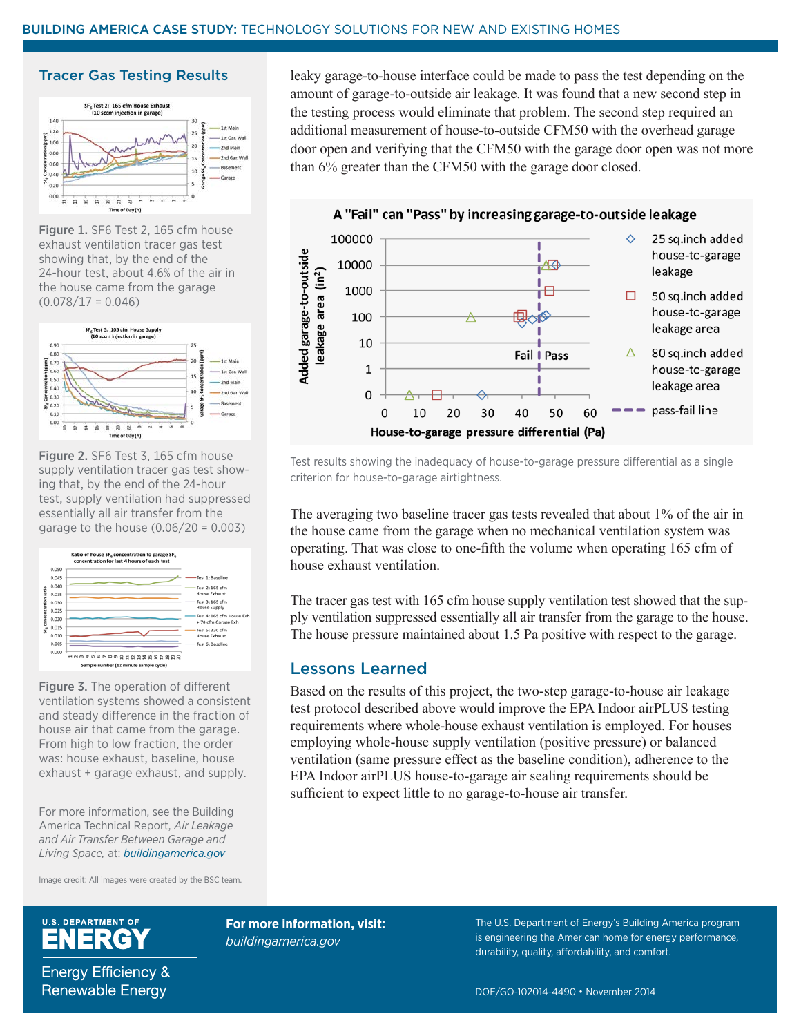## Tracer Gas Testing Results

SF$_6$ Test 2: 165 cfm House Exhaust (10 sccm injection in garage)

Figure 1. SF6 Test 2, 165 cfm house exhaust ventilation tracer gas test showing that, by the end of the 24-hour test, about 4.6% of the air in the house came from the garage (0.078/17 = 0.046)

SF$_6$ Test 3: 165 cfm House Supply (10 sccm injection in garage)

Figure 2. SF6 Test 3, 165 cfm house supply ventilation tracer gas test showing that, by the end of the 24-hour test, supply ventilation had suppressed essentially all air transfer from the garage to the house (0.06/20 = 0.003)

Ratio of house SF$_6$ concentration to garage SF$_6$ concentration for last 4 hours of each test

Figure 3. The operation of different ventilation systems showed a consistent and steady difference in the fraction of house air that came from the garage. From high to low fraction, the order was: house exhaust, baseline, house exhaust + garage exhaust, and supply.

For more information, see the Building America Technical Report, *Air Leakage and Air Transfer Between Garage and Living Space,* at: buildingamerica.gov

Image credit: All images were created by the BSC team.

leaky garage-to-house interface could be made to pass the test depending on the amount of garage-to-outside air leakage. It was found that a new second step in the testing process would eliminate that problem. The second step required an additional measurement of house-to-outside CFM50 with the overhead garage door open and verifying that the CFM50 with the garage door open was not more than 6% greater than the CFM50 with the garage door closed.

A "Fail" can "Pass" by increasing garage-to-outside leakage

Added garage-to-outside leakage area (in$^2$)

House-to-garage pressure differential (Pa)

Fail | Pass

25 sq.inch added house-to-garage leakage

50 sq.inch added house-to-garage leakage area

80 sq.inch added house-to-garage leakage area

pass-fail line

Test results showing the inadequacy of house-to-garage pressure differential as a single criterion for house-to-garage airtightness.

The averaging two baseline tracer gas tests revealed that about 1% of the air in the house came from the garage when no mechanical ventilation system was operating. That was close to one-fifth the volume when operating 165 cfm of house exhaust ventilation.

The tracer gas test with 165 cfm house supply ventilation test showed that the supply ventilation suppressed essentially all air transfer from the garage to the house. The house pressure maintained about 1.5 Pa positive with respect to the garage.

## Lessons Learned

Based on the results of this project, the two-step garage-to-house air leakage test protocol described above would improve the EPA Indoor airPLUS testing requirements where whole-house exhaust ventilation is employed. For houses employing whole-house supply ventilation (positive pressure) or balanced ventilation (same pressure effect as the baseline condition), adherence to the EPA Indoor airPLUS house-to-garage air sealing requirements should be sufficient to expect little to no garage-to-house air transfer.

U.S. DEPARTMENT OF ENERGY

Energy Efficiency & Renewable Energy

**For more information, visit:**
*buildingamerica.gov*

The U.S. Department of Energy's Building America program is engineering the American home for energy performance, durability, quality, affordability, and comfort.

DOE/GO-102014-4490 • November 2014